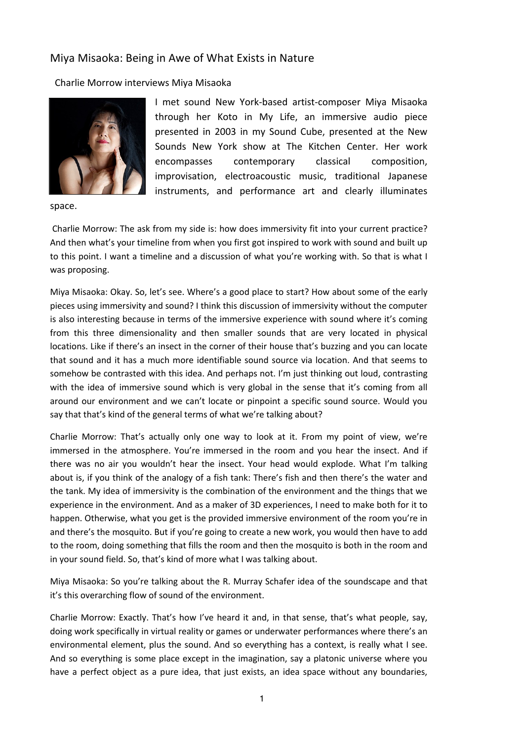# Miya Misaoka: Being in Awe of What Exists in Nature

Charlie Morrow interviews Miya Misaoka

I met sound New York-based artist-composer Miya Misaoka through her Koto in My Life, an immersive audio piece presented in 2003 in my Sound Cube, presented at the New Sounds New York show at The Kitchen Center. Her work encompasses contemporary classical composition, improvisation, electroacoustic music, traditional Japanese instruments, and performance art and clearly illuminates space.

Charlie Morrow: The ask from my side is: how does immersivity fit into your current practice? And then what's your timeline from when you first got inspired to work with sound and built up to this point. I want a timeline and a discussion of what you're working with. So that is what I was proposing.

Miya Misaoka: Okay. So, let's see. Where's a good place to start? How about some of the early pieces using immersivity and sound? I think this discussion of immersivity without the computer is also interesting because in terms of the immersive experience with sound where it's coming from this three dimensionality and then smaller sounds that are very located in physical locations. Like if there's an insect in the corner of their house that's buzzing and you can locate that sound and it has a much more identifiable sound source via location. And that seems to somehow be contrasted with this idea. And perhaps not. I'm just thinking out loud, contrasting with the idea of immersive sound which is very global in the sense that it's coming from all around our environment and we can't locate or pinpoint a specific sound source. Would you say that that's kind of the general terms of what we're talking about?

Charlie Morrow: That's actually only one way to look at it. From my point of view, we're immersed in the atmosphere. You're immersed in the room and you hear the insect. And if there was no air you wouldn't hear the insect. Your head would explode. What I'm talking about is, if you think of the analogy of a fish tank: There's fish and then there's the water and the tank. My idea of immersivity is the combination of the environment and the things that we experience in the environment. And as a maker of 3D experiences, I need to make both for it to happen. Otherwise, what you get is the provided immersive environment of the room you're in and there's the mosquito. But if you're going to create a new work, you would then have to add to the room, doing something that fills the room and then the mosquito is both in the room and in your sound field. So, that's kind of more what I was talking about.

Miya Misaoka: So you're talking about the R. Murray Schafer idea of the soundscape and that it's this overarching flow of sound of the environment.

Charlie Morrow: Exactly. That's how I've heard it and, in that sense, that's what people, say, doing work specifically in virtual reality or games or underwater performances where there's an environmental element, plus the sound. And so everything has a context, is really what I see. And so everything is some place except in the imagination, say a platonic universe where you have a perfect object as a pure idea, that just exists, an idea space without any boundaries,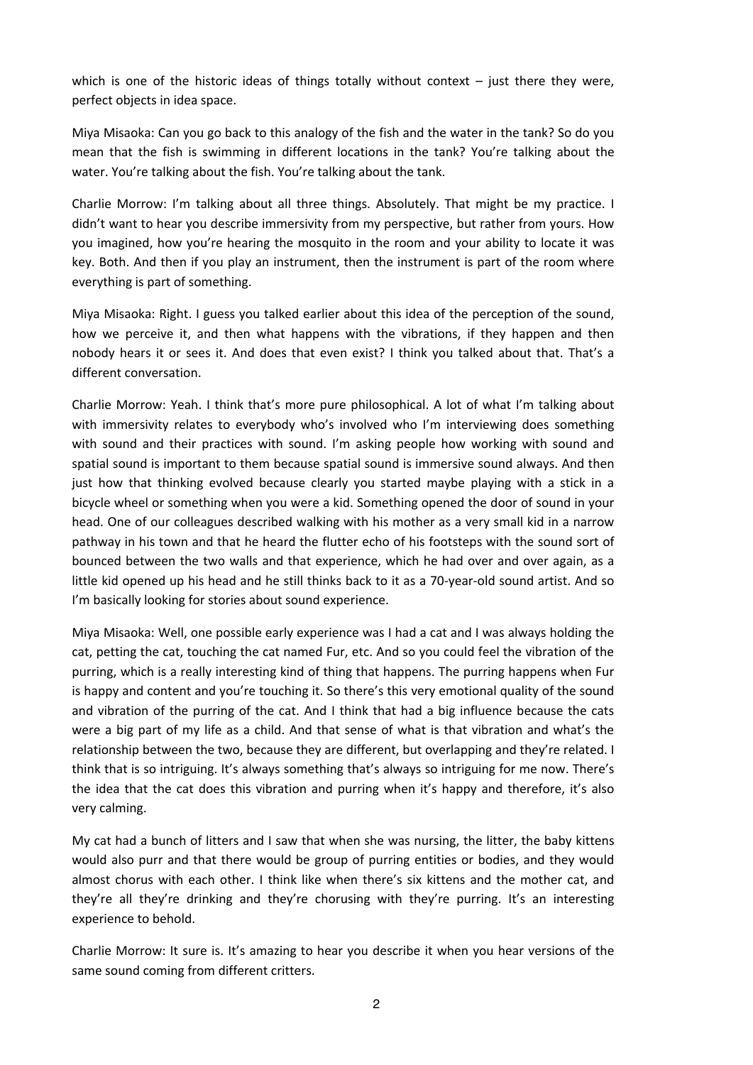which is one of the historic ideas of things totally without context – just there they were, perfect objects in idea space.

Miya Misaoka: Can you go back to this analogy of the fish and the water in the tank? So do you mean that the fish is swimming in different locations in the tank? You're talking about the water. You're talking about the fish. You're talking about the tank.

Charlie Morrow: I'm talking about all three things. Absolutely. That might be my practice. I didn't want to hear you describe immersivity from my perspective, but rather from yours. How you imagined, how you're hearing the mosquito in the room and your ability to locate it was key. Both. And then if you play an instrument, then the instrument is part of the room where everything is part of something.

Miya Misaoka: Right. I guess you talked earlier about this idea of the perception of the sound, how we perceive it, and then what happens with the vibrations, if they happen and then nobody hears it or sees it. And does that even exist? I think you talked about that. That's a different conversation.

Charlie Morrow: Yeah. I think that's more pure philosophical. A lot of what I'm talking about with immersivity relates to everybody who's involved who I'm interviewing does something with sound and their practices with sound. I'm asking people how working with sound and spatial sound is important to them because spatial sound is immersive sound always. And then just how that thinking evolved because clearly you started maybe playing with a stick in a bicycle wheel or something when you were a kid. Something opened the door of sound in your head. One of our colleagues described walking with his mother as a very small kid in a narrow pathway in his town and that he heard the flutter echo of his footsteps with the sound sort of bounced between the two walls and that experience, which he had over and over again, as a little kid opened up his head and he still thinks back to it as a 70-year-old sound artist. And so I'm basically looking for stories about sound experience.

Miya Misaoka: Well, one possible early experience was I had a cat and I was always holding the cat, petting the cat, touching the cat named Fur, etc. And so you could feel the vibration of the purring, which is a really interesting kind of thing that happens. The purring happens when Fur is happy and content and you're touching it. So there's this very emotional quality of the sound and vibration of the purring of the cat. And I think that had a big influence because the cats were a big part of my life as a child. And that sense of what is that vibration and what's the relationship between the two, because they are different, but overlapping and they're related. I think that is so intriguing. It's always something that's always so intriguing for me now. There's the idea that the cat does this vibration and purring when it's happy and therefore, it's also very calming.

My cat had a bunch of litters and I saw that when she was nursing, the litter, the baby kittens would also purr and that there would be group of purring entities or bodies, and they would almost chorus with each other. I think like when there's six kittens and the mother cat, and they're all they're drinking and they're chorusing with they're purring. It's an interesting experience to behold.

Charlie Morrow: It sure is. It's amazing to hear you describe it when you hear versions of the same sound coming from different critters.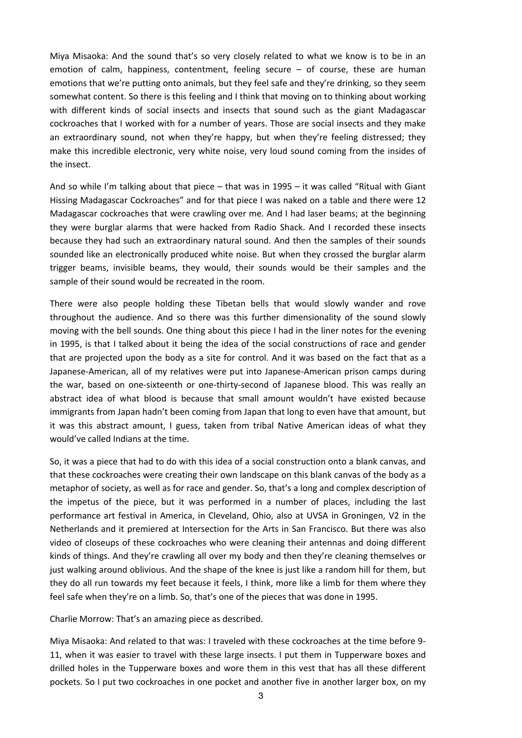Miya Misaoka: And the sound that's so very closely related to what we know is to be in an emotion of calm, happiness, contentment, feeling secure – of course, these are human emotions that we're putting onto animals, but they feel safe and they're drinking, so they seem somewhat content. So there is this feeling and I think that moving on to thinking about working with different kinds of social insects and insects that sound such as the giant Madagascar cockroaches that I worked with for a number of years. Those are social insects and they make an extraordinary sound, not when they're happy, but when they're feeling distressed; they make this incredible electronic, very white noise, very loud sound coming from the insides of the insect.

And so while I'm talking about that piece – that was in 1995 – it was called "Ritual with Giant Hissing Madagascar Cockroaches" and for that piece I was naked on a table and there were 12 Madagascar cockroaches that were crawling over me. And I had laser beams; at the beginning they were burglar alarms that were hacked from Radio Shack. And I recorded these insects because they had such an extraordinary natural sound. And then the samples of their sounds sounded like an electronically produced white noise. But when they crossed the burglar alarm trigger beams, invisible beams, they would, their sounds would be their samples and the sample of their sound would be recreated in the room.

There were also people holding these Tibetan bells that would slowly wander and rove throughout the audience. And so there was this further dimensionality of the sound slowly moving with the bell sounds. One thing about this piece I had in the liner notes for the evening in 1995, is that I talked about it being the idea of the social constructions of race and gender that are projected upon the body as a site for control. And it was based on the fact that as a Japanese-American, all of my relatives were put into Japanese-American prison camps during the war, based on one-sixteenth or one-thirty-second of Japanese blood. This was really an abstract idea of what blood is because that small amount wouldn't have existed because immigrants from Japan hadn't been coming from Japan that long to even have that amount, but it was this abstract amount, I guess, taken from tribal Native American ideas of what they would've called Indians at the time.

So, it was a piece that had to do with this idea of a social construction onto a blank canvas, and that these cockroaches were creating their own landscape on this blank canvas of the body as a metaphor of society, as well as for race and gender. So, that's a long and complex description of the impetus of the piece, but it was performed in a number of places, including the last performance art festival in America, in Cleveland, Ohio, also at UVSA in Groningen, V2 in the Netherlands and it premiered at Intersection for the Arts in San Francisco. But there was also video of closeups of these cockroaches who were cleaning their antennas and doing different kinds of things. And they're crawling all over my body and then they're cleaning themselves or just walking around oblivious. And the shape of the knee is just like a random hill for them, but they do all run towards my feet because it feels, I think, more like a limb for them where they feel safe when they're on a limb. So, that's one of the pieces that was done in 1995.

Charlie Morrow: That's an amazing piece as described.

Miya Misaoka: And related to that was: I traveled with these cockroaches at the time before 9-11, when it was easier to travel with these large insects. I put them in Tupperware boxes and drilled holes in the Tupperware boxes and wore them in this vest that has all these different pockets. So I put two cockroaches in one pocket and another five in another larger box, on my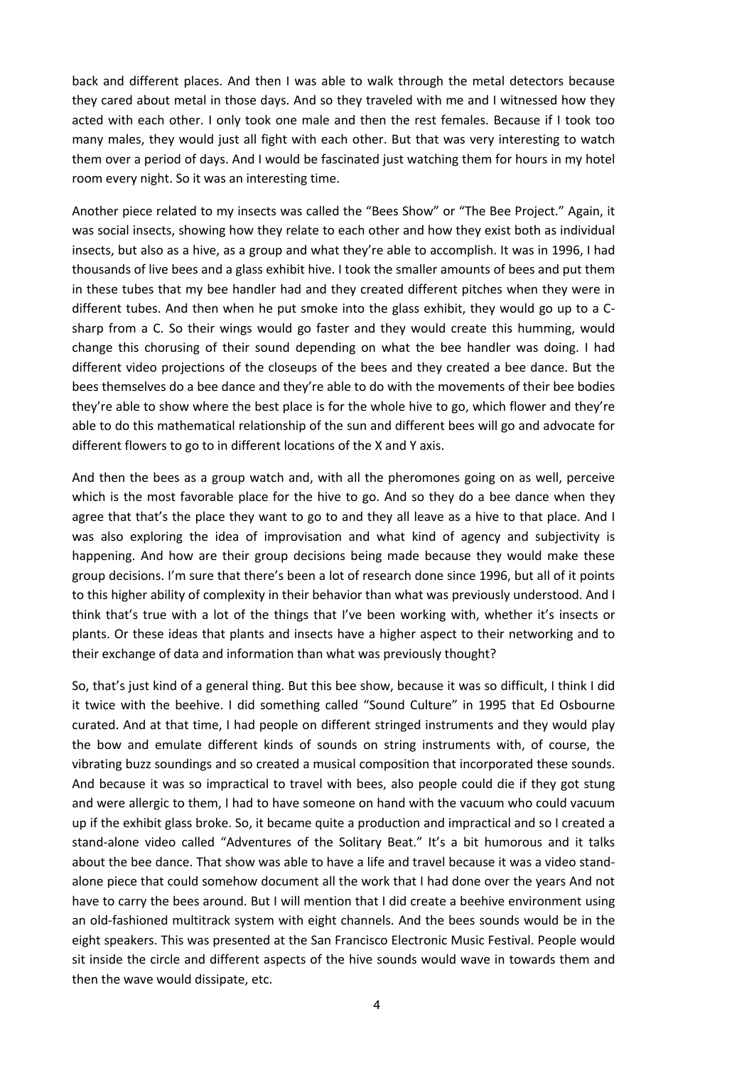back and different places. And then I was able to walk through the metal detectors because they cared about metal in those days. And so they traveled with me and I witnessed how they acted with each other. I only took one male and then the rest females. Because if I took too many males, they would just all fight with each other. But that was very interesting to watch them over a period of days. And I would be fascinated just watching them for hours in my hotel room every night. So it was an interesting time.

Another piece related to my insects was called the "Bees Show" or "The Bee Project." Again, it was social insects, showing how they relate to each other and how they exist both as individual insects, but also as a hive, as a group and what they're able to accomplish. It was in 1996, I had thousands of live bees and a glass exhibit hive. I took the smaller amounts of bees and put them in these tubes that my bee handler had and they created different pitches when they were in different tubes. And then when he put smoke into the glass exhibit, they would go up to a C-sharp from a C. So their wings would go faster and they would create this humming, would change this chorusing of their sound depending on what the bee handler was doing. I had different video projections of the closeups of the bees and they created a bee dance. But the bees themselves do a bee dance and they're able to do with the movements of their bee bodies they're able to show where the best place is for the whole hive to go, which flower and they're able to do this mathematical relationship of the sun and different bees will go and advocate for different flowers to go to in different locations of the X and Y axis.

And then the bees as a group watch and, with all the pheromones going on as well, perceive which is the most favorable place for the hive to go. And so they do a bee dance when they agree that that's the place they want to go to and they all leave as a hive to that place. And I was also exploring the idea of improvisation and what kind of agency and subjectivity is happening. And how are their group decisions being made because they would make these group decisions. I'm sure that there's been a lot of research done since 1996, but all of it points to this higher ability of complexity in their behavior than what was previously understood. And I think that's true with a lot of the things that I've been working with, whether it's insects or plants. Or these ideas that plants and insects have a higher aspect to their networking and to their exchange of data and information than what was previously thought?

So, that's just kind of a general thing. But this bee show, because it was so difficult, I think I did it twice with the beehive. I did something called "Sound Culture" in 1995 that Ed Osbourne curated. And at that time, I had people on different stringed instruments and they would play the bow and emulate different kinds of sounds on string instruments with, of course, the vibrating buzz soundings and so created a musical composition that incorporated these sounds. And because it was so impractical to travel with bees, also people could die if they got stung and were allergic to them, I had to have someone on hand with the vacuum who could vacuum up if the exhibit glass broke. So, it became quite a production and impractical and so I created a stand-alone video called "Adventures of the Solitary Beat." It's a bit humorous and it talks about the bee dance. That show was able to have a life and travel because it was a video stand-alone piece that could somehow document all the work that I had done over the years And not have to carry the bees around. But I will mention that I did create a beehive environment using an old-fashioned multitrack system with eight channels. And the bees sounds would be in the eight speakers. This was presented at the San Francisco Electronic Music Festival. People would sit inside the circle and different aspects of the hive sounds would wave in towards them and then the wave would dissipate, etc.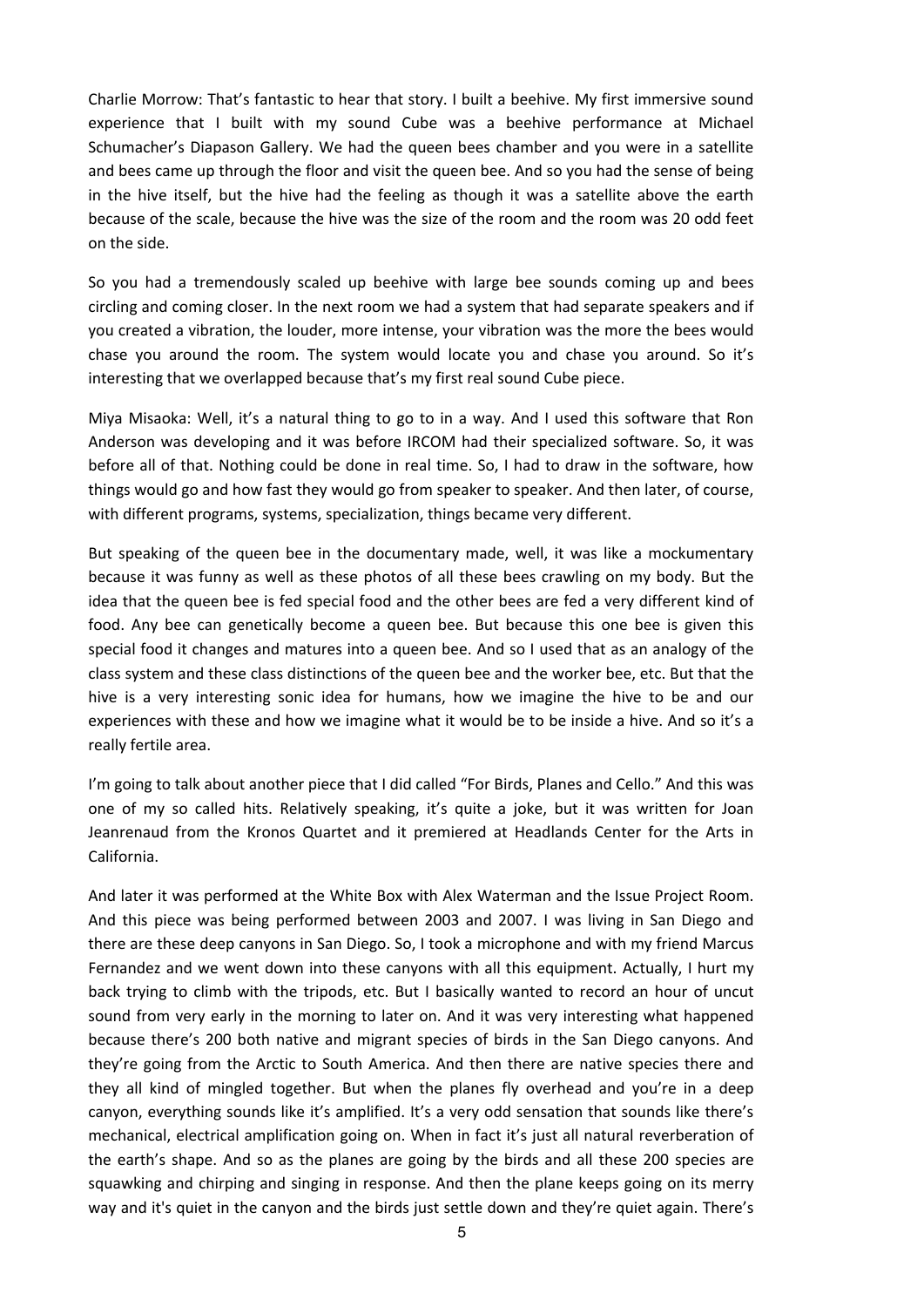Charlie Morrow: That's fantastic to hear that story. I built a beehive. My first immersive sound experience that I built with my sound Cube was a beehive performance at Michael Schumacher's Diapason Gallery. We had the queen bees chamber and you were in a satellite and bees came up through the floor and visit the queen bee. And so you had the sense of being in the hive itself, but the hive had the feeling as though it was a satellite above the earth because of the scale, because the hive was the size of the room and the room was 20 odd feet on the side.

So you had a tremendously scaled up beehive with large bee sounds coming up and bees circling and coming closer. In the next room we had a system that had separate speakers and if you created a vibration, the louder, more intense, your vibration was the more the bees would chase you around the room. The system would locate you and chase you around. So it's interesting that we overlapped because that's my first real sound Cube piece.

Miya Misaoka: Well, it's a natural thing to go to in a way. And I used this software that Ron Anderson was developing and it was before IRCOM had their specialized software. So, it was before all of that. Nothing could be done in real time. So, I had to draw in the software, how things would go and how fast they would go from speaker to speaker. And then later, of course, with different programs, systems, specialization, things became very different.

But speaking of the queen bee in the documentary made, well, it was like a mockumentary because it was funny as well as these photos of all these bees crawling on my body. But the idea that the queen bee is fed special food and the other bees are fed a very different kind of food. Any bee can genetically become a queen bee. But because this one bee is given this special food it changes and matures into a queen bee. And so I used that as an analogy of the class system and these class distinctions of the queen bee and the worker bee, etc. But that the hive is a very interesting sonic idea for humans, how we imagine the hive to be and our experiences with these and how we imagine what it would be to be inside a hive. And so it's a really fertile area.

I'm going to talk about another piece that I did called "For Birds, Planes and Cello." And this was one of my so called hits. Relatively speaking, it's quite a joke, but it was written for Joan Jeanrenaud from the Kronos Quartet and it premiered at Headlands Center for the Arts in California.

And later it was performed at the White Box with Alex Waterman and the Issue Project Room. And this piece was being performed between 2003 and 2007. I was living in San Diego and there are these deep canyons in San Diego. So, I took a microphone and with my friend Marcus Fernandez and we went down into these canyons with all this equipment. Actually, I hurt my back trying to climb with the tripods, etc. But I basically wanted to record an hour of uncut sound from very early in the morning to later on. And it was very interesting what happened because there's 200 both native and migrant species of birds in the San Diego canyons. And they're going from the Arctic to South America. And then there are native species there and they all kind of mingled together. But when the planes fly overhead and you're in a deep canyon, everything sounds like it's amplified. It's a very odd sensation that sounds like there's mechanical, electrical amplification going on. When in fact it's just all natural reverberation of the earth's shape. And so as the planes are going by the birds and all these 200 species are squawking and chirping and singing in response. And then the plane keeps going on its merry way and it's quiet in the canyon and the birds just settle down and they're quiet again. There's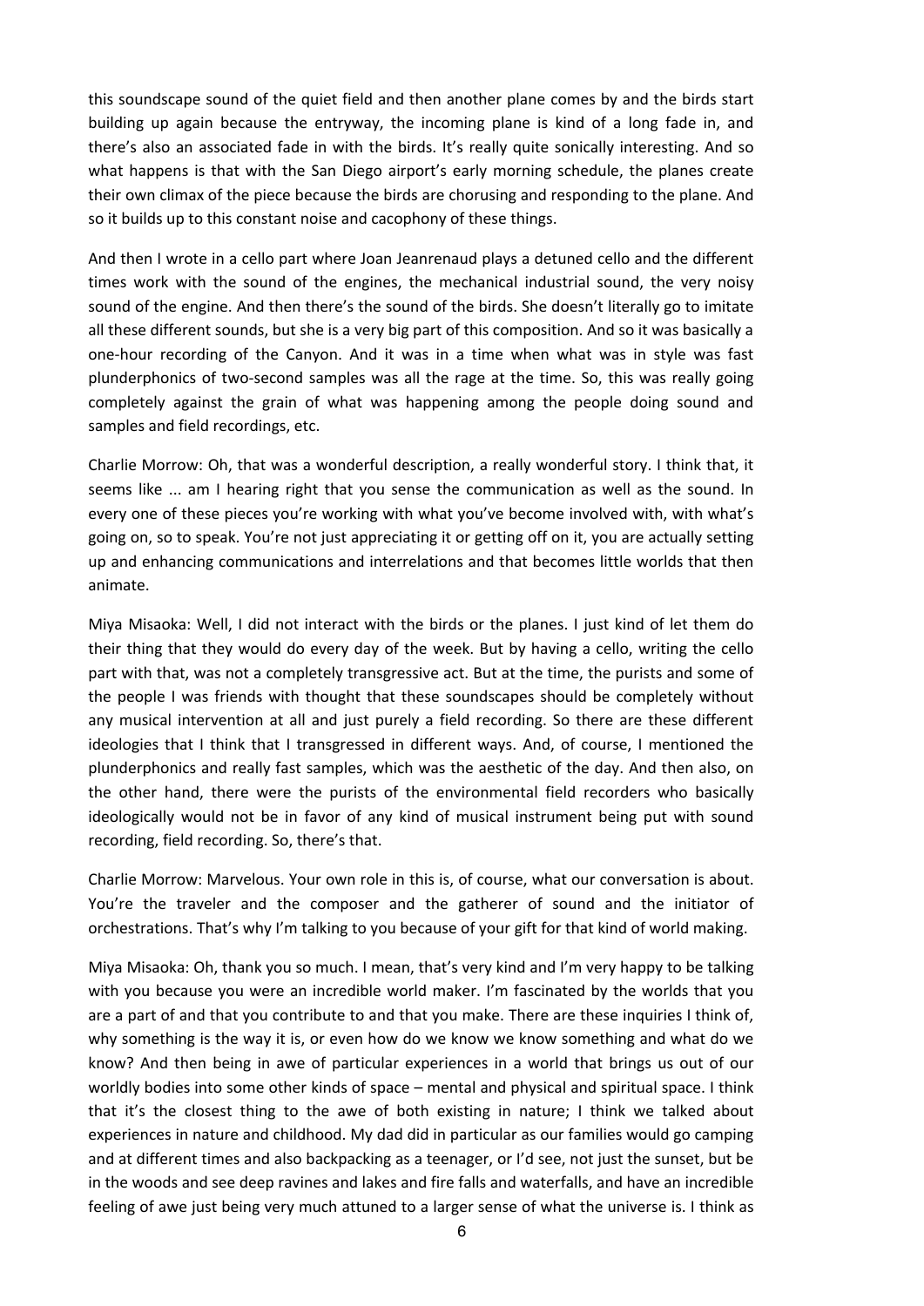this soundscape sound of the quiet field and then another plane comes by and the birds start building up again because the entryway, the incoming plane is kind of a long fade in, and there's also an associated fade in with the birds. It's really quite sonically interesting. And so what happens is that with the San Diego airport's early morning schedule, the planes create their own climax of the piece because the birds are chorusing and responding to the plane. And so it builds up to this constant noise and cacophony of these things.

And then I wrote in a cello part where Joan Jeanrenaud plays a detuned cello and the different times work with the sound of the engines, the mechanical industrial sound, the very noisy sound of the engine. And then there's the sound of the birds. She doesn't literally go to imitate all these different sounds, but she is a very big part of this composition. And so it was basically a one-hour recording of the Canyon. And it was in a time when what was in style was fast plunderphonics of two-second samples was all the rage at the time. So, this was really going completely against the grain of what was happening among the people doing sound and samples and field recordings, etc.

Charlie Morrow: Oh, that was a wonderful description, a really wonderful story. I think that, it seems like ... am I hearing right that you sense the communication as well as the sound. In every one of these pieces you're working with what you've become involved with, with what's going on, so to speak. You're not just appreciating it or getting off on it, you are actually setting up and enhancing communications and interrelations and that becomes little worlds that then animate.

Miya Misaoka: Well, I did not interact with the birds or the planes. I just kind of let them do their thing that they would do every day of the week. But by having a cello, writing the cello part with that, was not a completely transgressive act. But at the time, the purists and some of the people I was friends with thought that these soundscapes should be completely without any musical intervention at all and just purely a field recording. So there are these different ideologies that I think that I transgressed in different ways. And, of course, I mentioned the plunderphonics and really fast samples, which was the aesthetic of the day. And then also, on the other hand, there were the purists of the environmental field recorders who basically ideologically would not be in favor of any kind of musical instrument being put with sound recording, field recording. So, there's that.

Charlie Morrow: Marvelous. Your own role in this is, of course, what our conversation is about. You're the traveler and the composer and the gatherer of sound and the initiator of orchestrations. That's why I'm talking to you because of your gift for that kind of world making.

Miya Misaoka: Oh, thank you so much. I mean, that's very kind and I'm very happy to be talking with you because you were an incredible world maker. I'm fascinated by the worlds that you are a part of and that you contribute to and that you make. There are these inquiries I think of, why something is the way it is, or even how do we know we know something and what do we know? And then being in awe of particular experiences in a world that brings us out of our worldly bodies into some other kinds of space – mental and physical and spiritual space. I think that it's the closest thing to the awe of both existing in nature; I think we talked about experiences in nature and childhood. My dad did in particular as our families would go camping and at different times and also backpacking as a teenager, or I'd see, not just the sunset, but be in the woods and see deep ravines and lakes and fire falls and waterfalls, and have an incredible feeling of awe just being very much attuned to a larger sense of what the universe is. I think as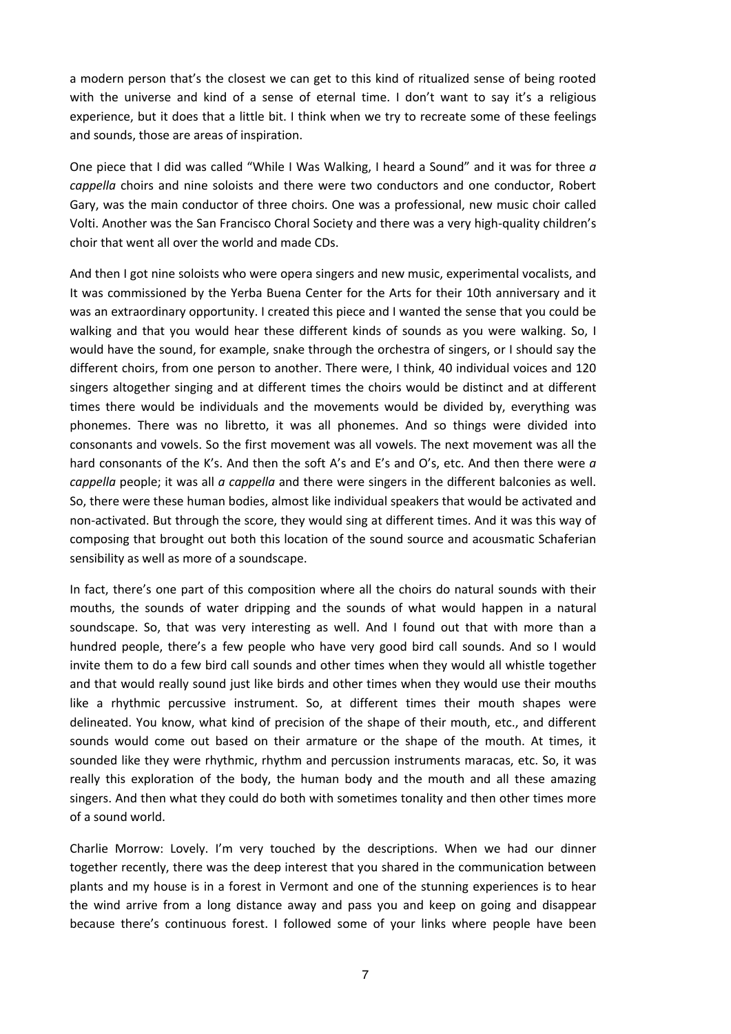a modern person that's the closest we can get to this kind of ritualized sense of being rooted with the universe and kind of a sense of eternal time. I don't want to say it's a religious experience, but it does that a little bit. I think when we try to recreate some of these feelings and sounds, those are areas of inspiration.

One piece that I did was called "While I Was Walking, I heard a Sound" and it was for three *a cappella* choirs and nine soloists and there were two conductors and one conductor, Robert Gary, was the main conductor of three choirs. One was a professional, new music choir called Volti. Another was the San Francisco Choral Society and there was a very high-quality children's choir that went all over the world and made CDs.

And then I got nine soloists who were opera singers and new music, experimental vocalists, and It was commissioned by the Yerba Buena Center for the Arts for their 10th anniversary and it was an extraordinary opportunity. I created this piece and I wanted the sense that you could be walking and that you would hear these different kinds of sounds as you were walking. So, I would have the sound, for example, snake through the orchestra of singers, or I should say the different choirs, from one person to another. There were, I think, 40 individual voices and 120 singers altogether singing and at different times the choirs would be distinct and at different times there would be individuals and the movements would be divided by, everything was phonemes. There was no libretto, it was all phonemes. And so things were divided into consonants and vowels. So the first movement was all vowels. The next movement was all the hard consonants of the K's. And then the soft A's and E's and O's, etc. And then there were *a cappella* people; it was all *a cappella* and there were singers in the different balconies as well. So, there were these human bodies, almost like individual speakers that would be activated and non-activated. But through the score, they would sing at different times. And it was this way of composing that brought out both this location of the sound source and acousmatic Schaferian sensibility as well as more of a soundscape.

In fact, there's one part of this composition where all the choirs do natural sounds with their mouths, the sounds of water dripping and the sounds of what would happen in a natural soundscape. So, that was very interesting as well. And I found out that with more than a hundred people, there's a few people who have very good bird call sounds. And so I would invite them to do a few bird call sounds and other times when they would all whistle together and that would really sound just like birds and other times when they would use their mouths like a rhythmic percussive instrument. So, at different times their mouth shapes were delineated. You know, what kind of precision of the shape of their mouth, etc., and different sounds would come out based on their armature or the shape of the mouth. At times, it sounded like they were rhythmic, rhythm and percussion instruments maracas, etc. So, it was really this exploration of the body, the human body and the mouth and all these amazing singers. And then what they could do both with sometimes tonality and then other times more of a sound world.

Charlie Morrow: Lovely. I'm very touched by the descriptions. When we had our dinner together recently, there was the deep interest that you shared in the communication between plants and my house is in a forest in Vermont and one of the stunning experiences is to hear the wind arrive from a long distance away and pass you and keep on going and disappear because there's continuous forest. I followed some of your links where people have been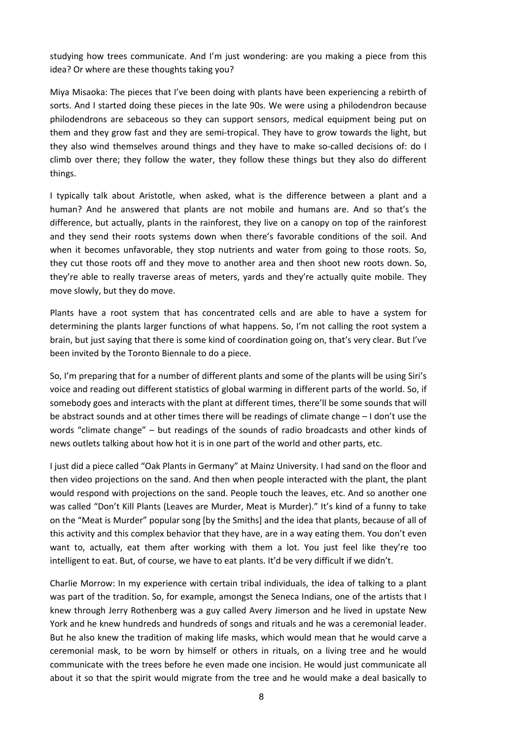studying how trees communicate. And I'm just wondering: are you making a piece from this idea? Or where are these thoughts taking you?

Miya Misaoka: The pieces that I've been doing with plants have been experiencing a rebirth of sorts. And I started doing these pieces in the late 90s. We were using a philodendron because philodendrons are sebaceous so they can support sensors, medical equipment being put on them and they grow fast and they are semi-tropical. They have to grow towards the light, but they also wind themselves around things and they have to make so-called decisions of: do I climb over there; they follow the water, they follow these things but they also do different things.

I typically talk about Aristotle, when asked, what is the difference between a plant and a human? And he answered that plants are not mobile and humans are. And so that's the difference, but actually, plants in the rainforest, they live on a canopy on top of the rainforest and they send their roots systems down when there's favorable conditions of the soil. And when it becomes unfavorable, they stop nutrients and water from going to those roots. So, they cut those roots off and they move to another area and then shoot new roots down. So, they're able to really traverse areas of meters, yards and they're actually quite mobile. They move slowly, but they do move.

Plants have a root system that has concentrated cells and are able to have a system for determining the plants larger functions of what happens. So, I'm not calling the root system a brain, but just saying that there is some kind of coordination going on, that's very clear. But I've been invited by the Toronto Biennale to do a piece.

So, I'm preparing that for a number of different plants and some of the plants will be using Siri's voice and reading out different statistics of global warming in different parts of the world. So, if somebody goes and interacts with the plant at different times, there'll be some sounds that will be abstract sounds and at other times there will be readings of climate change – I don't use the words "climate change" – but readings of the sounds of radio broadcasts and other kinds of news outlets talking about how hot it is in one part of the world and other parts, etc.

I just did a piece called "Oak Plants in Germany" at Mainz University. I had sand on the floor and then video projections on the sand. And then when people interacted with the plant, the plant would respond with projections on the sand. People touch the leaves, etc. And so another one was called "Don't Kill Plants (Leaves are Murder, Meat is Murder)." It's kind of a funny to take on the "Meat is Murder" popular song [by the Smiths] and the idea that plants, because of all of this activity and this complex behavior that they have, are in a way eating them. You don't even want to, actually, eat them after working with them a lot. You just feel like they're too intelligent to eat. But, of course, we have to eat plants. It'd be very difficult if we didn't.

Charlie Morrow: In my experience with certain tribal individuals, the idea of talking to a plant was part of the tradition. So, for example, amongst the Seneca Indians, one of the artists that I knew through Jerry Rothenberg was a guy called Avery Jimerson and he lived in upstate New York and he knew hundreds and hundreds of songs and rituals and he was a ceremonial leader. But he also knew the tradition of making life masks, which would mean that he would carve a ceremonial mask, to be worn by himself or others in rituals, on a living tree and he would communicate with the trees before he even made one incision. He would just communicate all about it so that the spirit would migrate from the tree and he would make a deal basically to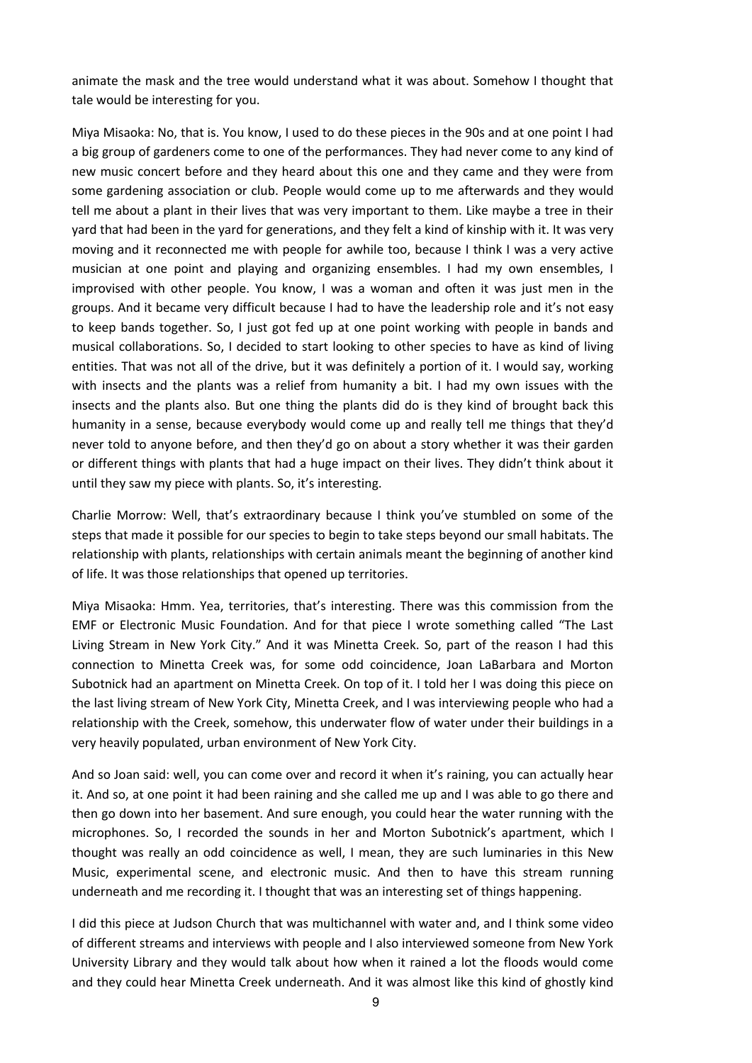animate the mask and the tree would understand what it was about. Somehow I thought that tale would be interesting for you.

Miya Misaoka: No, that is. You know, I used to do these pieces in the 90s and at one point I had a big group of gardeners come to one of the performances. They had never come to any kind of new music concert before and they heard about this one and they came and they were from some gardening association or club. People would come up to me afterwards and they would tell me about a plant in their lives that was very important to them. Like maybe a tree in their yard that had been in the yard for generations, and they felt a kind of kinship with it. It was very moving and it reconnected me with people for awhile too, because I think I was a very active musician at one point and playing and organizing ensembles. I had my own ensembles, I improvised with other people. You know, I was a woman and often it was just men in the groups. And it became very difficult because I had to have the leadership role and it's not easy to keep bands together. So, I just got fed up at one point working with people in bands and musical collaborations. So, I decided to start looking to other species to have as kind of living entities. That was not all of the drive, but it was definitely a portion of it. I would say, working with insects and the plants was a relief from humanity a bit. I had my own issues with the insects and the plants also. But one thing the plants did do is they kind of brought back this humanity in a sense, because everybody would come up and really tell me things that they'd never told to anyone before, and then they'd go on about a story whether it was their garden or different things with plants that had a huge impact on their lives. They didn't think about it until they saw my piece with plants. So, it's interesting.

Charlie Morrow: Well, that's extraordinary because I think you've stumbled on some of the steps that made it possible for our species to begin to take steps beyond our small habitats. The relationship with plants, relationships with certain animals meant the beginning of another kind of life. It was those relationships that opened up territories.

Miya Misaoka: Hmm. Yea, territories, that's interesting. There was this commission from the EMF or Electronic Music Foundation. And for that piece I wrote something called "The Last Living Stream in New York City." And it was Minetta Creek. So, part of the reason I had this connection to Minetta Creek was, for some odd coincidence, Joan LaBarbara and Morton Subotnick had an apartment on Minetta Creek. On top of it. I told her I was doing this piece on the last living stream of New York City, Minetta Creek, and I was interviewing people who had a relationship with the Creek, somehow, this underwater flow of water under their buildings in a very heavily populated, urban environment of New York City.

And so Joan said: well, you can come over and record it when it's raining, you can actually hear it. And so, at one point it had been raining and she called me up and I was able to go there and then go down into her basement. And sure enough, you could hear the water running with the microphones. So, I recorded the sounds in her and Morton Subotnick's apartment, which I thought was really an odd coincidence as well, I mean, they are such luminaries in this New Music, experimental scene, and electronic music. And then to have this stream running underneath and me recording it. I thought that was an interesting set of things happening.

I did this piece at Judson Church that was multichannel with water and, and I think some video of different streams and interviews with people and I also interviewed someone from New York University Library and they would talk about how when it rained a lot the floods would come and they could hear Minetta Creek underneath. And it was almost like this kind of ghostly kind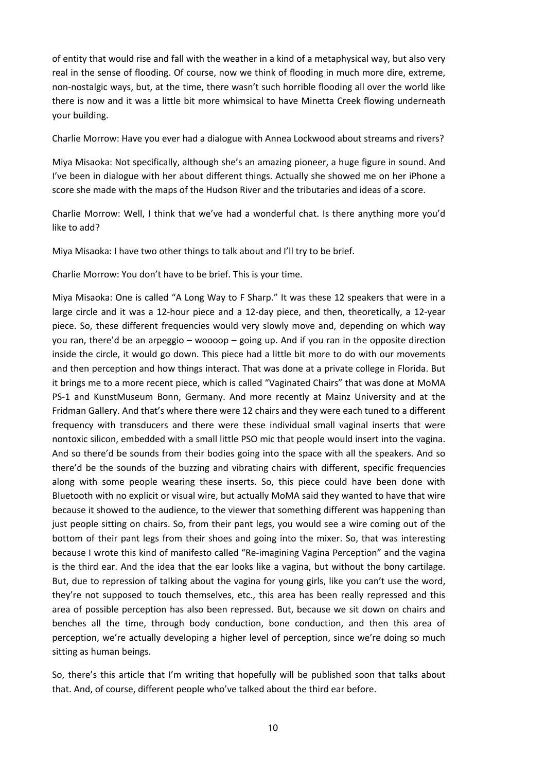of entity that would rise and fall with the weather in a kind of a metaphysical way, but also very real in the sense of flooding. Of course, now we think of flooding in much more dire, extreme, non-nostalgic ways, but, at the time, there wasn't such horrible flooding all over the world like there is now and it was a little bit more whimsical to have Minetta Creek flowing underneath your building.

Charlie Morrow: Have you ever had a dialogue with Annea Lockwood about streams and rivers?

Miya Misaoka: Not specifically, although she's an amazing pioneer, a huge figure in sound. And I've been in dialogue with her about different things. Actually she showed me on her iPhone a score she made with the maps of the Hudson River and the tributaries and ideas of a score.

Charlie Morrow: Well, I think that we've had a wonderful chat. Is there anything more you'd like to add?

Miya Misaoka: I have two other things to talk about and I'll try to be brief.

Charlie Morrow: You don't have to be brief. This is your time.

Miya Misaoka: One is called "A Long Way to F Sharp." It was these 12 speakers that were in a large circle and it was a 12-hour piece and a 12-day piece, and then, theoretically, a 12-year piece. So, these different frequencies would very slowly move and, depending on which way you ran, there'd be an arpeggio – woooop – going up. And if you ran in the opposite direction inside the circle, it would go down. This piece had a little bit more to do with our movements and then perception and how things interact. That was done at a private college in Florida. But it brings me to a more recent piece, which is called "Vaginated Chairs" that was done at MoMA PS-1 and KunstMuseum Bonn, Germany. And more recently at Mainz University and at the Fridman Gallery. And that's where there were 12 chairs and they were each tuned to a different frequency with transducers and there were these individual small vaginal inserts that were nontoxic silicon, embedded with a small little PSO mic that people would insert into the vagina. And so there'd be sounds from their bodies going into the space with all the speakers. And so there'd be the sounds of the buzzing and vibrating chairs with different, specific frequencies along with some people wearing these inserts. So, this piece could have been done with Bluetooth with no explicit or visual wire, but actually MoMA said they wanted to have that wire because it showed to the audience, to the viewer that something different was happening than just people sitting on chairs. So, from their pant legs, you would see a wire coming out of the bottom of their pant legs from their shoes and going into the mixer. So, that was interesting because I wrote this kind of manifesto called "Re-imagining Vagina Perception" and the vagina is the third ear. And the idea that the ear looks like a vagina, but without the bony cartilage. But, due to repression of talking about the vagina for young girls, like you can't use the word, they're not supposed to touch themselves, etc., this area has been really repressed and this area of possible perception has also been repressed. But, because we sit down on chairs and benches all the time, through body conduction, bone conduction, and then this area of perception, we're actually developing a higher level of perception, since we're doing so much sitting as human beings.

So, there's this article that I'm writing that hopefully will be published soon that talks about that. And, of course, different people who've talked about the third ear before.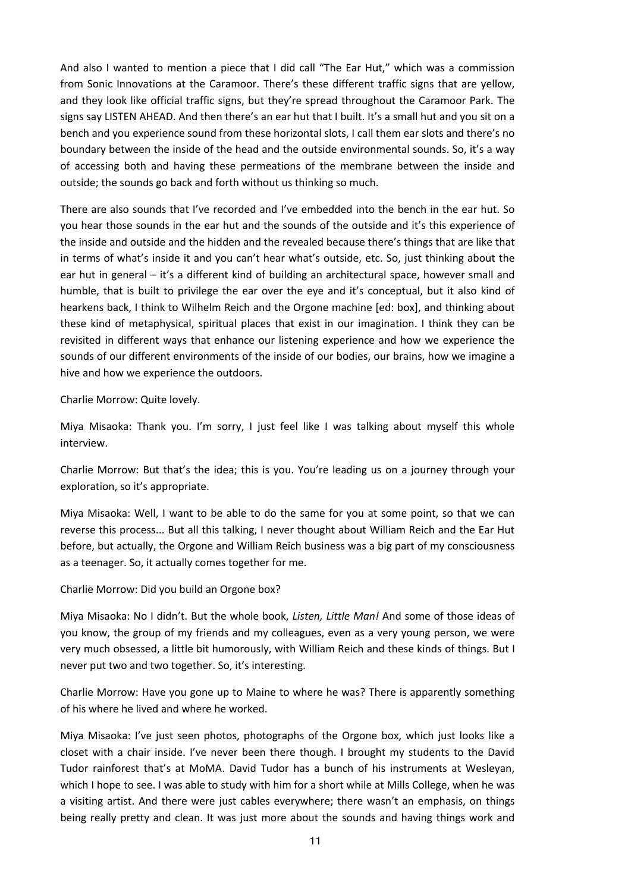And also I wanted to mention a piece that I did call "The Ear Hut," which was a commission from Sonic Innovations at the Caramoor. There's these different traffic signs that are yellow, and they look like official traffic signs, but they're spread throughout the Caramoor Park. The signs say LISTEN AHEAD. And then there's an ear hut that I built. It's a small hut and you sit on a bench and you experience sound from these horizontal slots, I call them ear slots and there's no boundary between the inside of the head and the outside environmental sounds. So, it's a way of accessing both and having these permeations of the membrane between the inside and outside; the sounds go back and forth without us thinking so much.

There are also sounds that I've recorded and I've embedded into the bench in the ear hut. So you hear those sounds in the ear hut and the sounds of the outside and it's this experience of the inside and outside and the hidden and the revealed because there's things that are like that in terms of what's inside it and you can't hear what's outside, etc. So, just thinking about the ear hut in general – it's a different kind of building an architectural space, however small and humble, that is built to privilege the ear over the eye and it's conceptual, but it also kind of hearkens back, I think to Wilhelm Reich and the Orgone machine [ed: box], and thinking about these kind of metaphysical, spiritual places that exist in our imagination. I think they can be revisited in different ways that enhance our listening experience and how we experience the sounds of our different environments of the inside of our bodies, our brains, how we imagine a hive and how we experience the outdoors.

Charlie Morrow: Quite lovely.

Miya Misaoka: Thank you. I'm sorry, I just feel like I was talking about myself this whole interview.

Charlie Morrow: But that's the idea; this is you. You're leading us on a journey through your exploration, so it's appropriate.

Miya Misaoka: Well, I want to be able to do the same for you at some point, so that we can reverse this process... But all this talking, I never thought about William Reich and the Ear Hut before, but actually, the Orgone and William Reich business was a big part of my consciousness as a teenager. So, it actually comes together for me.

Charlie Morrow: Did you build an Orgone box?

Miya Misaoka: No I didn't. But the whole book, *Listen, Little Man!* And some of those ideas of you know, the group of my friends and my colleagues, even as a very young person, we were very much obsessed, a little bit humorously, with William Reich and these kinds of things. But I never put two and two together. So, it's interesting.

Charlie Morrow: Have you gone up to Maine to where he was? There is apparently something of his where he lived and where he worked.

Miya Misaoka: I've just seen photos, photographs of the Orgone box, which just looks like a closet with a chair inside. I've never been there though. I brought my students to the David Tudor rainforest that's at MoMA. David Tudor has a bunch of his instruments at Wesleyan, which I hope to see. I was able to study with him for a short while at Mills College, when he was a visiting artist. And there were just cables everywhere; there wasn't an emphasis, on things being really pretty and clean. It was just more about the sounds and having things work and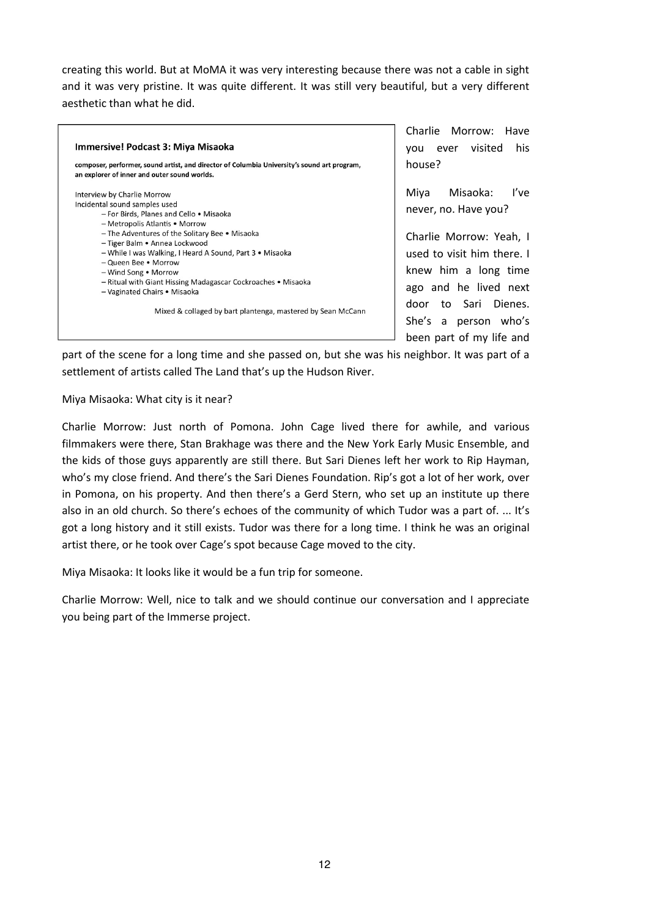creating this world. But at MoMA it was very interesting because there was not a cable in sight and it was very pristine. It was quite different. It was still very beautiful, but a very different aesthetic than what he did.

> **Immersive! Podcast 3: Miya Misaoka**
>
> **composer, performer, sound artist, and director of Columbia University's sound art program, an explorer of inner and outer sound worlds.**
>
> Interview by Charlie Morrow
> Incidental sound samples used
> – For Birds, Planes and Cello • Misaoka
> – Metropolis Atlantis • Morrow
> – The Adventures of the Solitary Bee • Misaoka
> – Tiger Balm • Annea Lockwood
> – While I was Walking, I Heard A Sound, Part 3 • Misaoka
> – Queen Bee • Morrow
> – Wind Song • Morrow
> – Ritual with Giant Hissing Madagascar Cockroaches • Misaoka
> – Vaginated Chairs • Misaoka
>
> Mixed & collaged by bart plantenga, mastered by Sean McCann

Charlie Morrow: Have you ever visited his house?

Miya Misaoka: I've never, no. Have you?

Charlie Morrow: Yeah, I used to visit him there. I knew him a long time ago and he lived next door to Sari Dienes. She's a person who's been part of my life and part of the scene for a long time and she passed on, but she was his neighbor. It was part of a settlement of artists called The Land that's up the Hudson River.

Miya Misaoka: What city is it near?

Charlie Morrow: Just north of Pomona. John Cage lived there for awhile, and various filmmakers were there, Stan Brakhage was there and the New York Early Music Ensemble, and the kids of those guys apparently are still there. But Sari Dienes left her work to Rip Hayman, who's my close friend. And there's the Sari Dienes Foundation. Rip's got a lot of her work, over in Pomona, on his property. And then there's a Gerd Stern, who set up an institute up there also in an old church. So there's echoes of the community of which Tudor was a part of. ... It's got a long history and it still exists. Tudor was there for a long time. I think he was an original artist there, or he took over Cage's spot because Cage moved to the city.

Miya Misaoka: It looks like it would be a fun trip for someone.

Charlie Morrow: Well, nice to talk and we should continue our conversation and I appreciate you being part of the Immerse project.